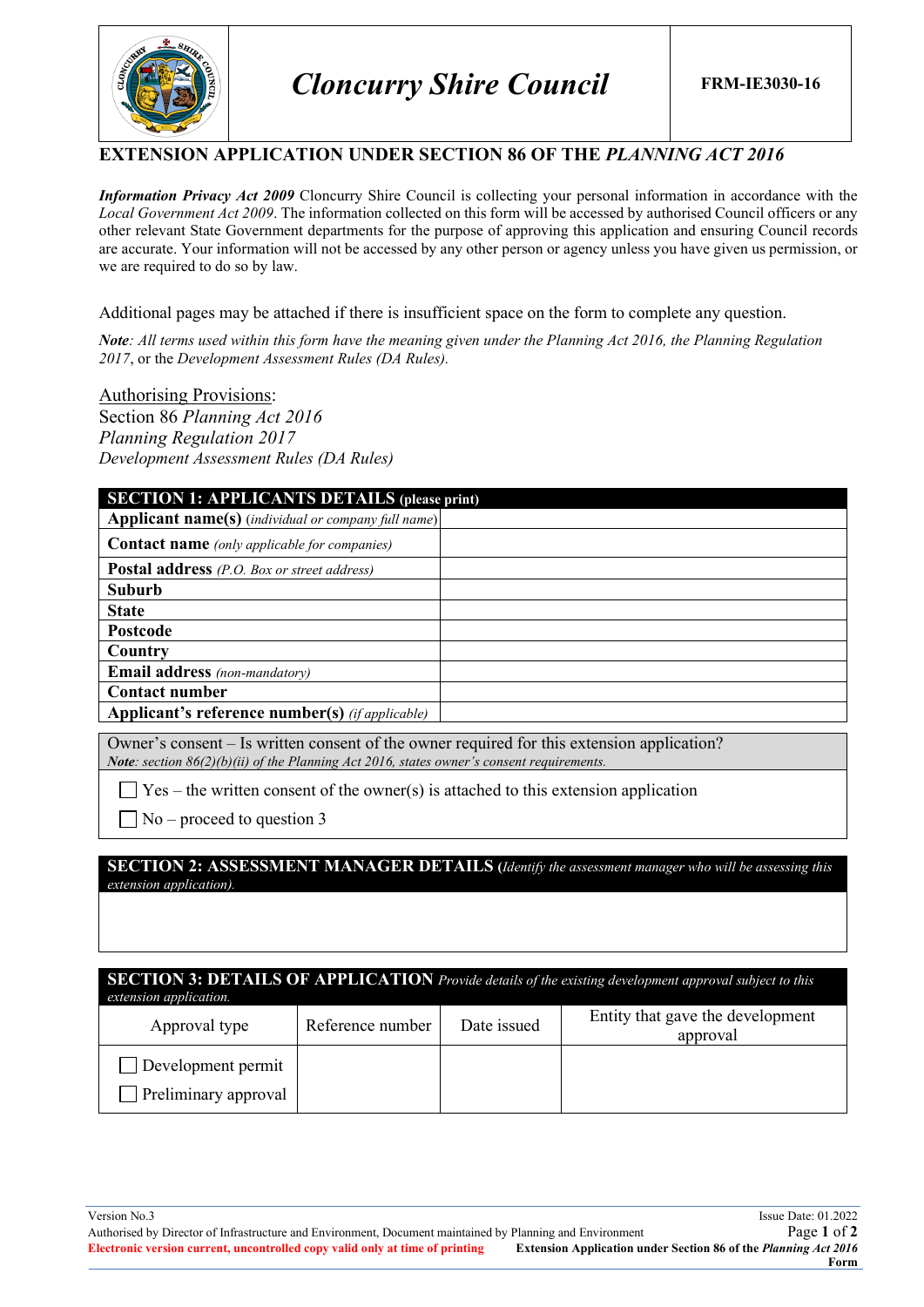| Cloncurry Shire Council | FRM-IE3030-16 |
|---|---|

# EXTENSION APPLICATION UNDER SECTION 86 OF THE *PLANNING ACT 2016*

***Information Privacy Act 2009*** Cloncurry Shire Council is collecting your personal information in accordance with the *Local Government Act 2009*. The information collected on this form will be accessed by authorised Council officers or any other relevant State Government departments for the purpose of approving this application and ensuring Council records are accurate. Your information will not be accessed by any other person or agency unless you have given us permission, or we are required to do so by law.

Additional pages may be attached if there is insufficient space on the form to complete any question.

***Note****: All terms used within this form have the meaning given under the Planning Act 2016, the Planning Regulation 2017*, or the *Development Assessment Rules (DA Rules).*

Authorising Provisions:
Section 86 *Planning Act 2016*
*Planning Regulation 2017*
*Development Assessment Rules (DA Rules)*

## SECTION 1: APPLICANTS DETAILS (please print)

| | |
|---|---|
| **Applicant name(s)** *(individual or company full name)* | |
| **Contact name** *(only applicable for companies)* | |
| **Postal address** *(P.O. Box or street address)* | |
| **Suburb** | |
| **State** | |
| **Postcode** | |
| **Country** | |
| **Email address** *(non-mandatory)* | |
| **Contact number** | |
| **Applicant's reference number(s)** *(if applicable)* | |

Owner's consent – Is written consent of the owner required for this extension application?
***Note****: section 86(2)(b)(ii) of the Planning Act 2016, states owner's consent requirements.*

☐ Yes – the written consent of the owner(s) is attached to this extension application

☐ No – proceed to question 3

## SECTION 2: ASSESSMENT MANAGER DETAILS (*Identify the assessment manager who will be assessing this extension application).*

## SECTION 3: DETAILS OF APPLICATION *Provide details of the existing development approval subject to this extension application.*

| Approval type | Reference number | Date issued | Entity that gave the development approval |
|---|---|---|---|
| ☐ Development permit<br>☐ Preliminary approval | | | |

Version No.3 | Issue Date: 01.2022
Authorised by Director of Infrastructure and Environment, Document maintained by Planning and Environment
**Electronic version current, uncontrolled copy valid only at time of printing** | **Extension Application under Section 86 of the *Planning Act 2016* Form**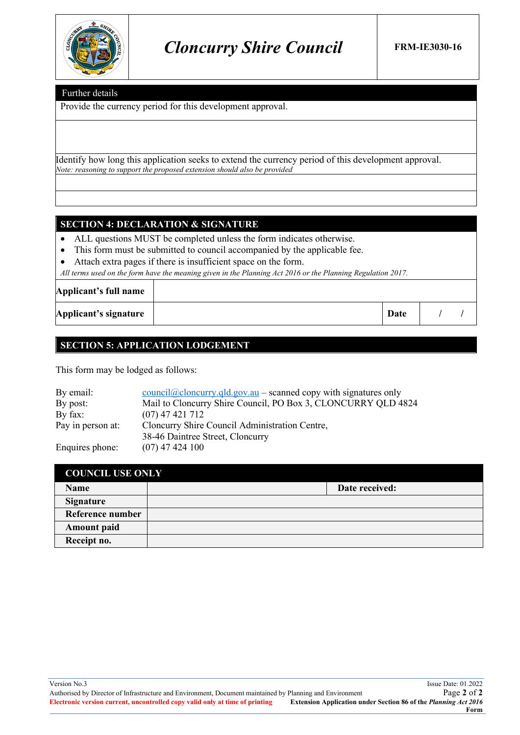Cloncurry Shire Council

FRM-IE3030-16

## Further details

Provide the currency period for this development approval.

Identify how long this application seeks to extend the currency period of this development approval.
*Note: reasoning to support the proposed extension should also be provided*

## SECTION 4: DECLARATION & SIGNATURE

- ALL questions MUST be completed unless the form indicates otherwise.
- This form must be submitted to council accompanied by the applicable fee.
- Attach extra pages if there is insufficient space on the form.

*All terms used on the form have the meaning given in the Planning Act 2016 or the Planning Regulation 2017.*

| | | | |
|---|---|---|---|
| **Applicant's full name** | | | |
| **Applicant's signature** | | **Date** | / / |

## SECTION 5: APPLICATION LODGEMENT

This form may be lodged as follows:

| | |
|---|---|
| By email: | council@cloncurry.qld.gov.au – scanned copy with signatures only |
| By post: | Mail to Cloncurry Shire Council, PO Box 3, CLONCURRY QLD 4824 |
| By fax: | (07) 47 421 712 |
| Pay in person at: | Cloncurry Shire Council Administration Centre, 38-46 Daintree Street, Cloncurry |
| Enquires phone: | (07) 47 424 100 |

## COUNCIL USE ONLY

| | | |
|---|---|---|
| **Name** | | **Date received:** |
| **Signature** | | |
| **Reference number** | | |
| **Amount paid** | | |
| **Receipt no.** | | |

Version No.3
Issue Date: 01.2022
Authorised by Director of Infrastructure and Environment, Document maintained by Planning and Environment
**Electronic version current, uncontrolled copy valid only at time of printing**
**Extension Application under Section 86 of the *Planning Act 2016* Form**